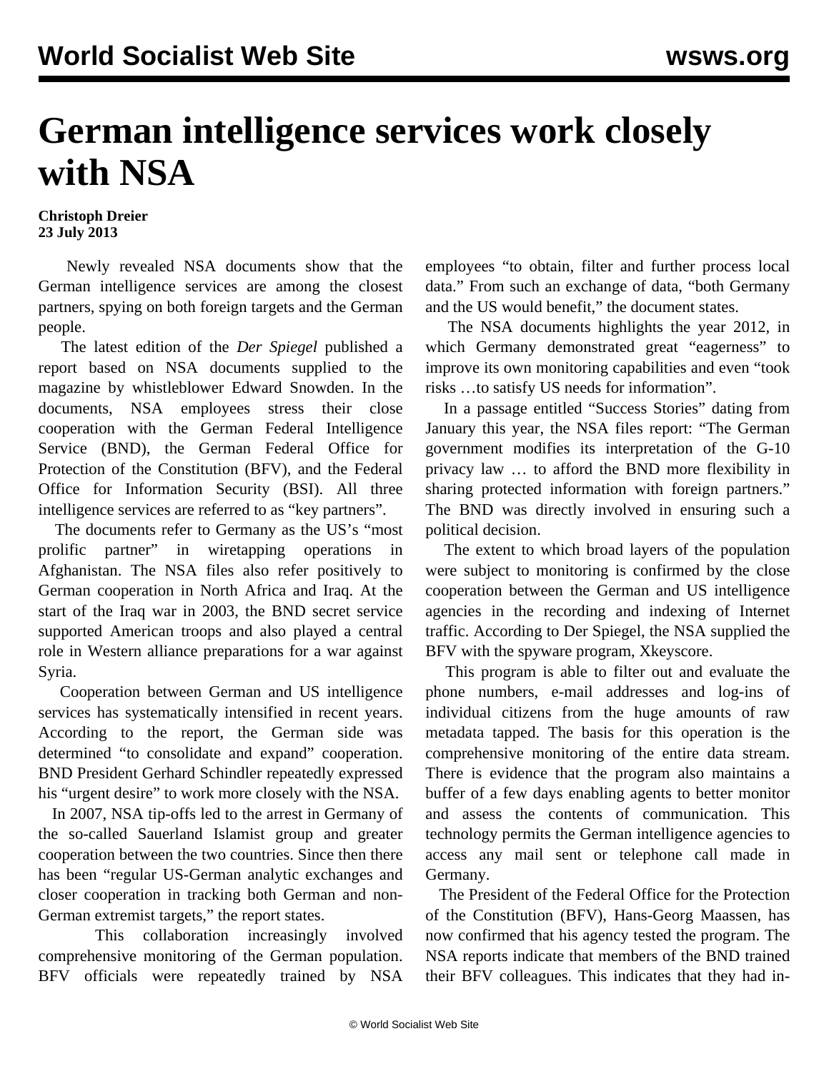# German intelligence services work closely with NSA

**Christoph Dreier**
**23 July 2013**

Newly revealed NSA documents show that the German intelligence services are among the closest partners, spying on both foreign targets and the German people.

The latest edition of the *Der Spiegel* published a report based on NSA documents supplied to the magazine by whistleblower Edward Snowden. In the documents, NSA employees stress their close cooperation with the German Federal Intelligence Service (BND), the German Federal Office for Protection of the Constitution (BFV), and the Federal Office for Information Security (BSI). All three intelligence services are referred to as "key partners".

The documents refer to Germany as the US's "most prolific partner" in wiretapping operations in Afghanistan. The NSA files also refer positively to German cooperation in North Africa and Iraq. At the start of the Iraq war in 2003, the BND secret service supported American troops and also played a central role in Western alliance preparations for a war against Syria.

Cooperation between German and US intelligence services has systematically intensified in recent years. According to the report, the German side was determined "to consolidate and expand" cooperation. BND President Gerhard Schindler repeatedly expressed his "urgent desire" to work more closely with the NSA.

In 2007, NSA tip-offs led to the arrest in Germany of the so-called Sauerland Islamist group and greater cooperation between the two countries. Since then there has been "regular US-German analytic exchanges and closer cooperation in tracking both German and non-German extremist targets," the report states.

This collaboration increasingly involved comprehensive monitoring of the German population. BFV officials were repeatedly trained by NSA employees "to obtain, filter and further process local data." From such an exchange of data, "both Germany and the US would benefit," the document states.

The NSA documents highlights the year 2012, in which Germany demonstrated great "eagerness" to improve its own monitoring capabilities and even "took risks …to satisfy US needs for information".

In a passage entitled "Success Stories" dating from January this year, the NSA files report: "The German government modifies its interpretation of the G-10 privacy law … to afford the BND more flexibility in sharing protected information with foreign partners." The BND was directly involved in ensuring such a political decision.

The extent to which broad layers of the population were subject to monitoring is confirmed by the close cooperation between the German and US intelligence agencies in the recording and indexing of Internet traffic. According to Der Spiegel, the NSA supplied the BFV with the spyware program, Xkeyscore.

This program is able to filter out and evaluate the phone numbers, e-mail addresses and log-ins of individual citizens from the huge amounts of raw metadata tapped. The basis for this operation is the comprehensive monitoring of the entire data stream. There is evidence that the program also maintains a buffer of a few days enabling agents to better monitor and assess the contents of communication. This technology permits the German intelligence agencies to access any mail sent or telephone call made in Germany.

The President of the Federal Office for the Protection of the Constitution (BFV), Hans-Georg Maassen, has now confirmed that his agency tested the program. The NSA reports indicate that members of the BND trained their BFV colleagues. This indicates that they had in-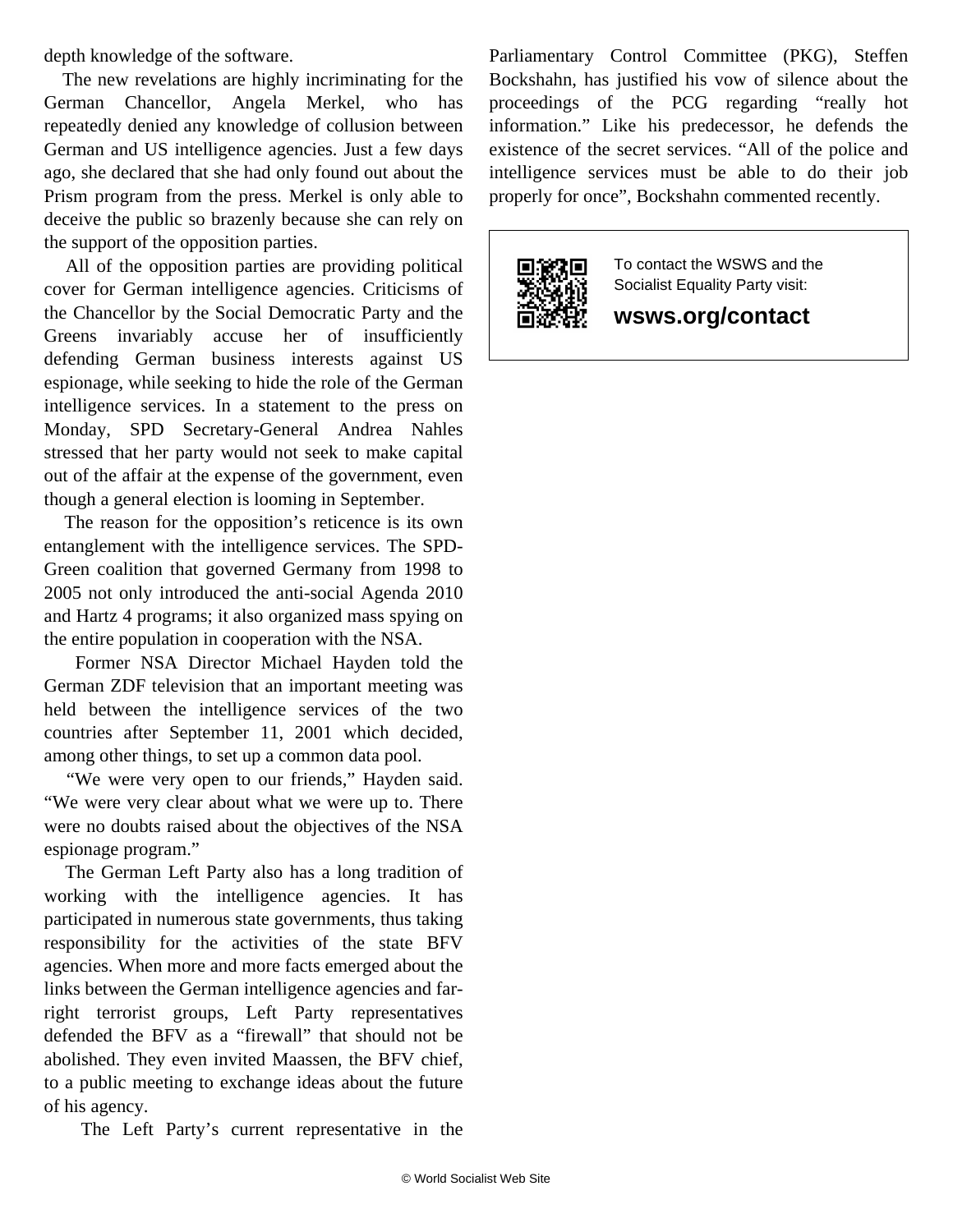depth knowledge of the software.

The new revelations are highly incriminating for the German Chancellor, Angela Merkel, who has repeatedly denied any knowledge of collusion between German and US intelligence agencies. Just a few days ago, she declared that she had only found out about the Prism program from the press. Merkel is only able to deceive the public so brazenly because she can rely on the support of the opposition parties.

All of the opposition parties are providing political cover for German intelligence agencies. Criticisms of the Chancellor by the Social Democratic Party and the Greens invariably accuse her of insufficiently defending German business interests against US espionage, while seeking to hide the role of the German intelligence services. In a statement to the press on Monday, SPD Secretary-General Andrea Nahles stressed that her party would not seek to make capital out of the affair at the expense of the government, even though a general election is looming in September.

The reason for the opposition's reticence is its own entanglement with the intelligence services. The SPD-Green coalition that governed Germany from 1998 to 2005 not only introduced the anti-social Agenda 2010 and Hartz 4 programs; it also organized mass spying on the entire population in cooperation with the NSA.

Former NSA Director Michael Hayden told the German ZDF television that an important meeting was held between the intelligence services of the two countries after September 11, 2001 which decided, among other things, to set up a common data pool.

"We were very open to our friends," Hayden said. "We were very clear about what we were up to. There were no doubts raised about the objectives of the NSA espionage program."

The German Left Party also has a long tradition of working with the intelligence agencies. It has participated in numerous state governments, thus taking responsibility for the activities of the state BFV agencies. When more and more facts emerged about the links between the German intelligence agencies and far-right terrorist groups, Left Party representatives defended the BFV as a "firewall" that should not be abolished. They even invited Maassen, the BFV chief, to a public meeting to exchange ideas about the future of his agency.

The Left Party's current representative in the Parliamentary Control Committee (PKG), Steffen Bockshahn, has justified his vow of silence about the proceedings of the PCG regarding "really hot information." Like his predecessor, he defends the existence of the secret services. "All of the police and intelligence services must be able to do their job properly for once", Bockshahn commented recently.

To contact the WSWS and the Socialist Equality Party visit:

**wsws.org/contact**